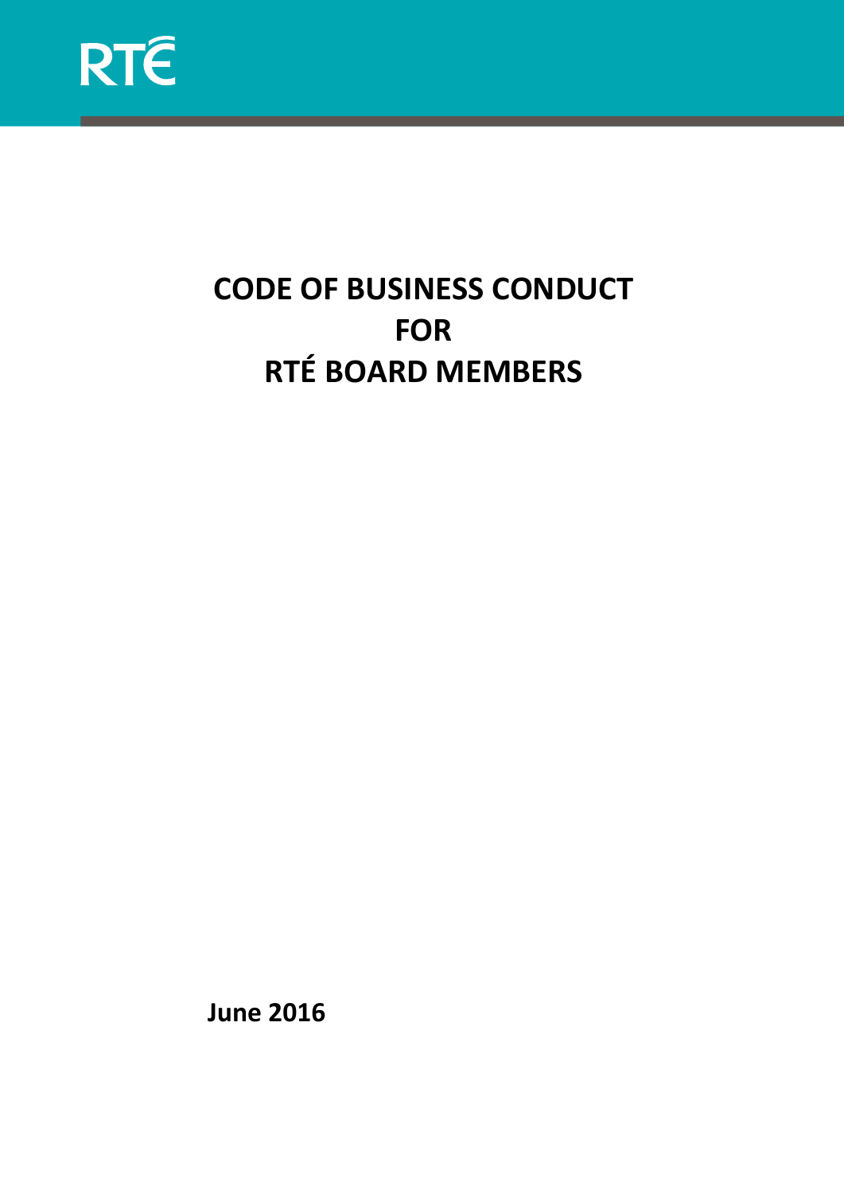RTÉ

# CODE OF BUSINESS CONDUCT FOR RTÉ BOARD MEMBERS

**June 2016**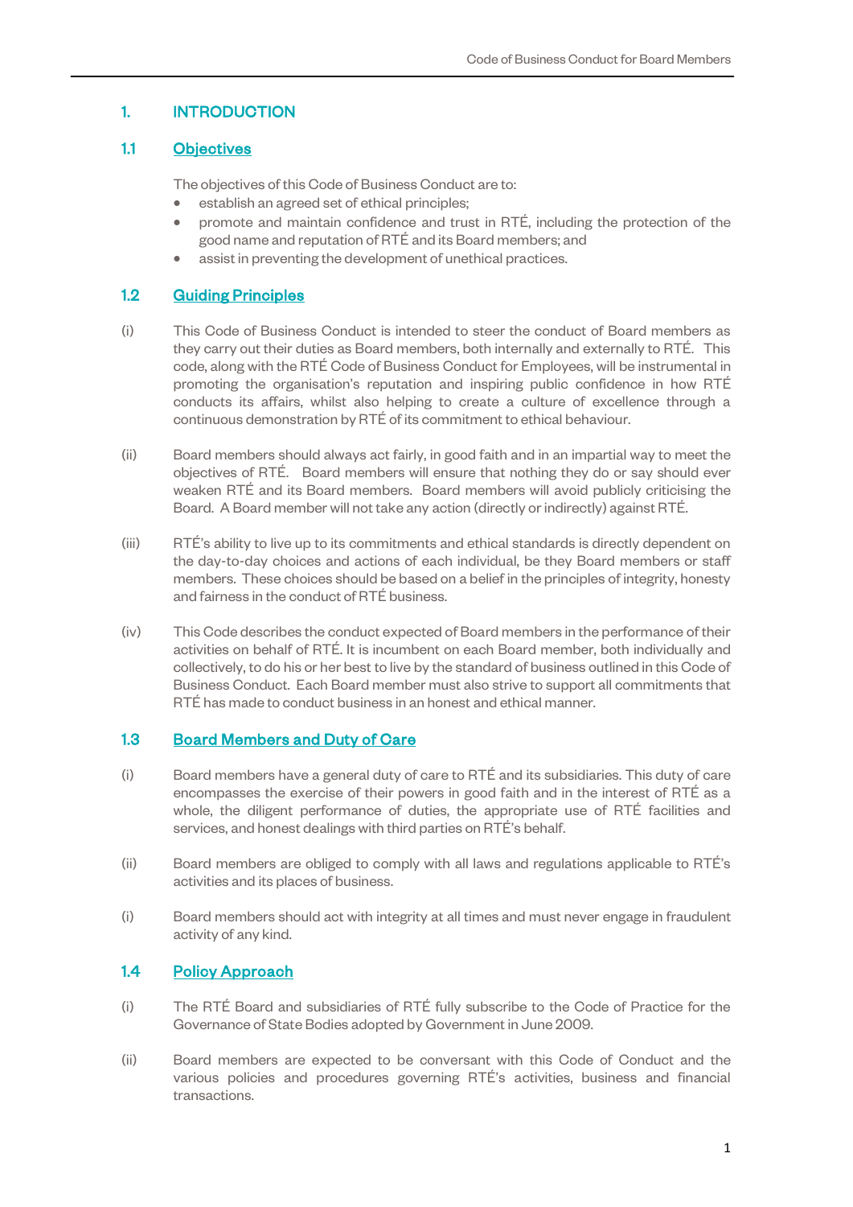## 1. INTRODUCTION

### 1.1 Objectives

The objectives of this Code of Business Conduct are to:

- establish an agreed set of ethical principles;
- promote and maintain confidence and trust in RTÉ, including the protection of the good name and reputation of RTÉ and its Board members; and
- assist in preventing the development of unethical practices.

### 1.2 Guiding Principles

(i) This Code of Business Conduct is intended to steer the conduct of Board members as they carry out their duties as Board members, both internally and externally to RTÉ. This code, along with the RTÉ Code of Business Conduct for Employees, will be instrumental in promoting the organisation's reputation and inspiring public confidence in how RTÉ conducts its affairs, whilst also helping to create a culture of excellence through a continuous demonstration by RTÉ of its commitment to ethical behaviour.

(ii) Board members should always act fairly, in good faith and in an impartial way to meet the objectives of RTÉ. Board members will ensure that nothing they do or say should ever weaken RTÉ and its Board members. Board members will avoid publicly criticising the Board. A Board member will not take any action (directly or indirectly) against RTÉ.

(iii) RTÉ's ability to live up to its commitments and ethical standards is directly dependent on the day-to-day choices and actions of each individual, be they Board members or staff members. These choices should be based on a belief in the principles of integrity, honesty and fairness in the conduct of RTÉ business.

(iv) This Code describes the conduct expected of Board members in the performance of their activities on behalf of RTÉ. It is incumbent on each Board member, both individually and collectively, to do his or her best to live by the standard of business outlined in this Code of Business Conduct. Each Board member must also strive to support all commitments that RTÉ has made to conduct business in an honest and ethical manner.

### 1.3 Board Members and Duty of Care

(i) Board members have a general duty of care to RTÉ and its subsidiaries. This duty of care encompasses the exercise of their powers in good faith and in the interest of RTÉ as a whole, the diligent performance of duties, the appropriate use of RTÉ facilities and services, and honest dealings with third parties on RTÉ's behalf.

(ii) Board members are obliged to comply with all laws and regulations applicable to RTÉ's activities and its places of business.

(i) Board members should act with integrity at all times and must never engage in fraudulent activity of any kind.

### 1.4 Policy Approach

(i) The RTÉ Board and subsidiaries of RTÉ fully subscribe to the Code of Practice for the Governance of State Bodies adopted by Government in June 2009.

(ii) Board members are expected to be conversant with this Code of Conduct and the various policies and procedures governing RTÉ's activities, business and financial transactions.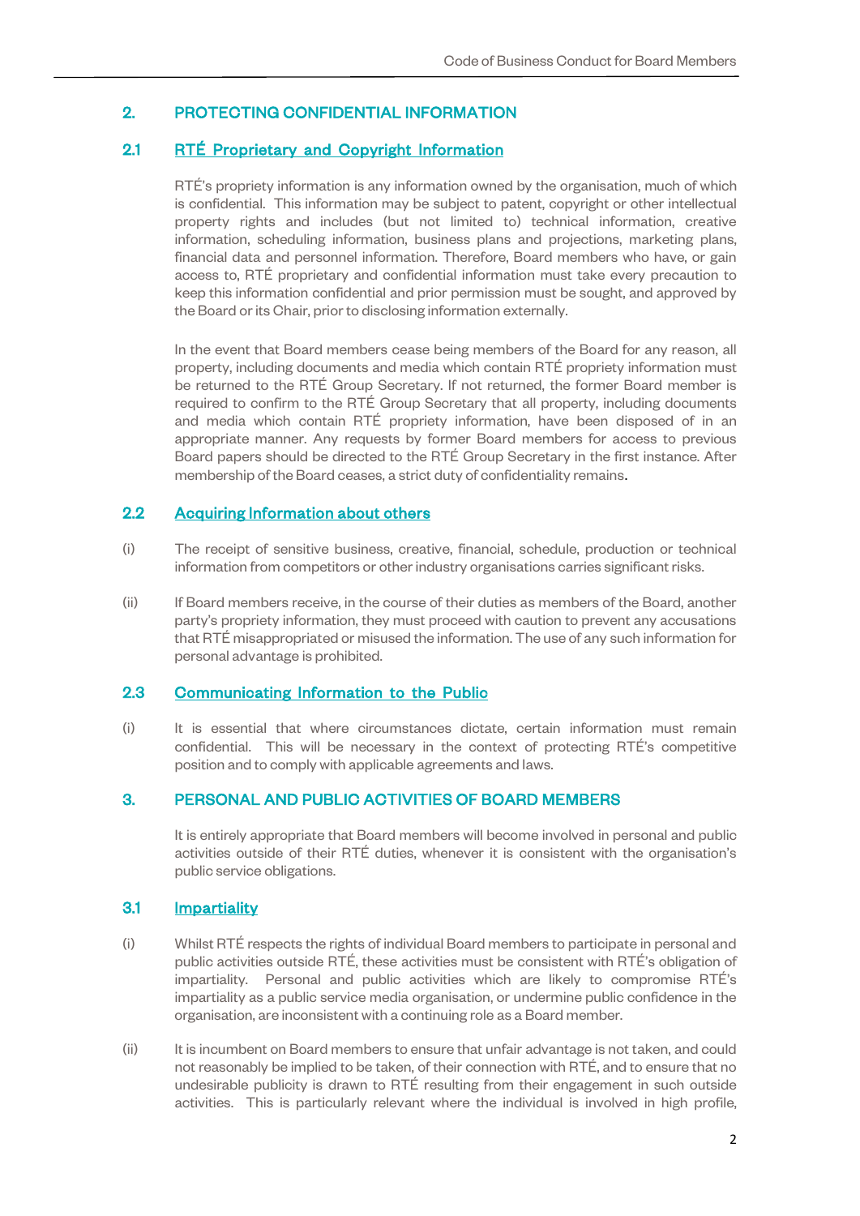## 2. PROTECTING CONFIDENTIAL INFORMATION

### 2.1 RTÉ Proprietary and Copyright Information

RTÉ's propriety information is any information owned by the organisation, much of which is confidential. This information may be subject to patent, copyright or other intellectual property rights and includes (but not limited to) technical information, creative information, scheduling information, business plans and projections, marketing plans, financial data and personnel information. Therefore, Board members who have, or gain access to, RTÉ proprietary and confidential information must take every precaution to keep this information confidential and prior permission must be sought, and approved by the Board or its Chair, prior to disclosing information externally.

In the event that Board members cease being members of the Board for any reason, all property, including documents and media which contain RTÉ propriety information must be returned to the RTÉ Group Secretary. If not returned, the former Board member is required to confirm to the RTÉ Group Secretary that all property, including documents and media which contain RTÉ propriety information, have been disposed of in an appropriate manner. Any requests by former Board members for access to previous Board papers should be directed to the RTÉ Group Secretary in the first instance. After membership of the Board ceases, a strict duty of confidentiality remains.

### 2.2 Acquiring Information about others

(i) The receipt of sensitive business, creative, financial, schedule, production or technical information from competitors or other industry organisations carries significant risks.

(ii) If Board members receive, in the course of their duties as members of the Board, another party's propriety information, they must proceed with caution to prevent any accusations that RTÉ misappropriated or misused the information. The use of any such information for personal advantage is prohibited.

### 2.3 Communicating Information to the Public

(i) It is essential that where circumstances dictate, certain information must remain confidential. This will be necessary in the context of protecting RTÉ's competitive position and to comply with applicable agreements and laws.

## 3. PERSONAL AND PUBLIC ACTIVITIES OF BOARD MEMBERS

It is entirely appropriate that Board members will become involved in personal and public activities outside of their RTÉ duties, whenever it is consistent with the organisation's public service obligations.

### 3.1 Impartiality

(i) Whilst RTÉ respects the rights of individual Board members to participate in personal and public activities outside RTÉ, these activities must be consistent with RTÉ's obligation of impartiality. Personal and public activities which are likely to compromise RTÉ's impartiality as a public service media organisation, or undermine public confidence in the organisation, are inconsistent with a continuing role as a Board member.

(ii) It is incumbent on Board members to ensure that unfair advantage is not taken, and could not reasonably be implied to be taken, of their connection with RTÉ, and to ensure that no undesirable publicity is drawn to RTÉ resulting from their engagement in such outside activities. This is particularly relevant where the individual is involved in high profile,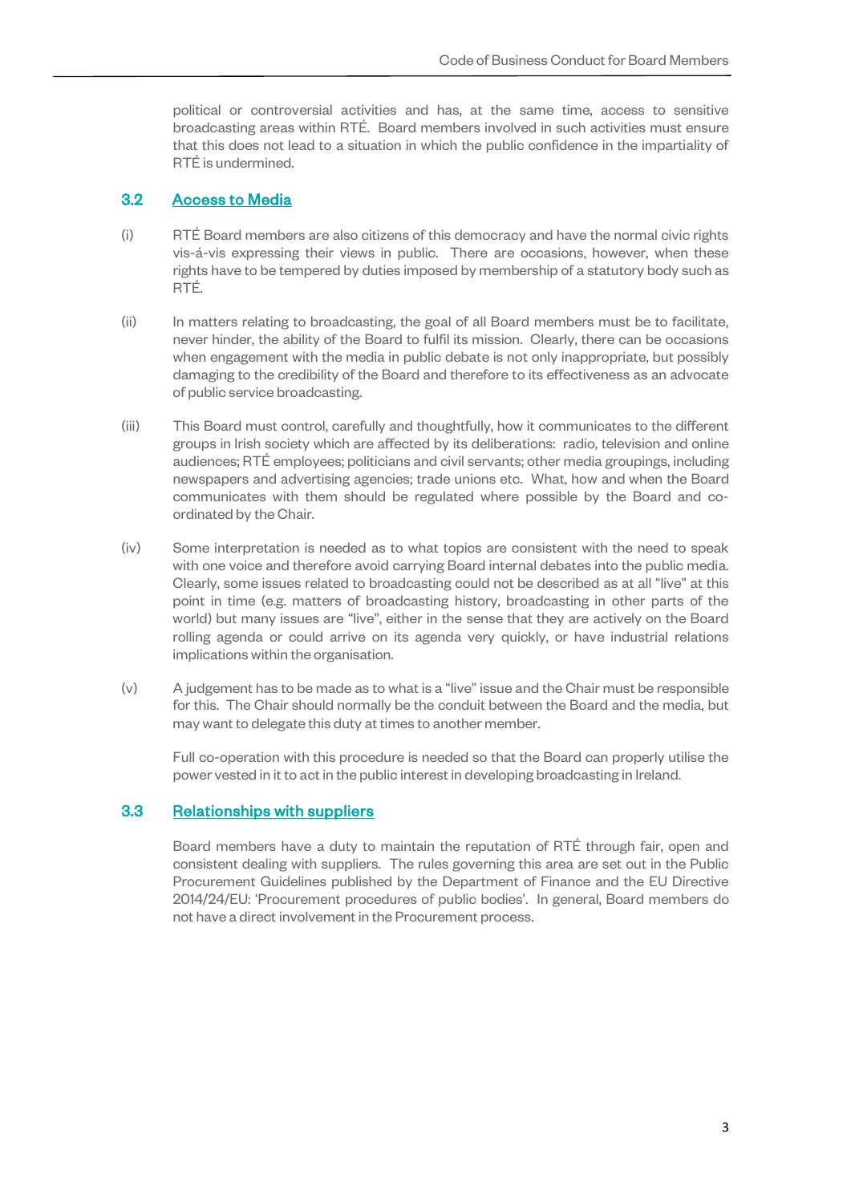political or controversial activities and has, at the same time, access to sensitive broadcasting areas within RTÉ. Board members involved in such activities must ensure that this does not lead to a situation in which the public confidence in the impartiality of RTÉ is undermined.

### 3.2 Access to Media

(i) RTÉ Board members are also citizens of this democracy and have the normal civic rights vis-á-vis expressing their views in public. There are occasions, however, when these rights have to be tempered by duties imposed by membership of a statutory body such as RTÉ.

(ii) In matters relating to broadcasting, the goal of all Board members must be to facilitate, never hinder, the ability of the Board to fulfil its mission. Clearly, there can be occasions when engagement with the media in public debate is not only inappropriate, but possibly damaging to the credibility of the Board and therefore to its effectiveness as an advocate of public service broadcasting.

(iii) This Board must control, carefully and thoughtfully, how it communicates to the different groups in Irish society which are affected by its deliberations: radio, television and online audiences; RTÉ employees; politicians and civil servants; other media groupings, including newspapers and advertising agencies; trade unions etc. What, how and when the Board communicates with them should be regulated where possible by the Board and co-ordinated by the Chair.

(iv) Some interpretation is needed as to what topics are consistent with the need to speak with one voice and therefore avoid carrying Board internal debates into the public media. Clearly, some issues related to broadcasting could not be described as at all "live" at this point in time (e.g. matters of broadcasting history, broadcasting in other parts of the world) but many issues are "live", either in the sense that they are actively on the Board rolling agenda or could arrive on its agenda very quickly, or have industrial relations implications within the organisation.

(v) A judgement has to be made as to what is a "live" issue and the Chair must be responsible for this. The Chair should normally be the conduit between the Board and the media, but may want to delegate this duty at times to another member.

Full co-operation with this procedure is needed so that the Board can properly utilise the power vested in it to act in the public interest in developing broadcasting in Ireland.

### 3.3 Relationships with suppliers

Board members have a duty to maintain the reputation of RTÉ through fair, open and consistent dealing with suppliers. The rules governing this area are set out in the Public Procurement Guidelines published by the Department of Finance and the EU Directive 2014/24/EU: 'Procurement procedures of public bodies'. In general, Board members do not have a direct involvement in the Procurement process.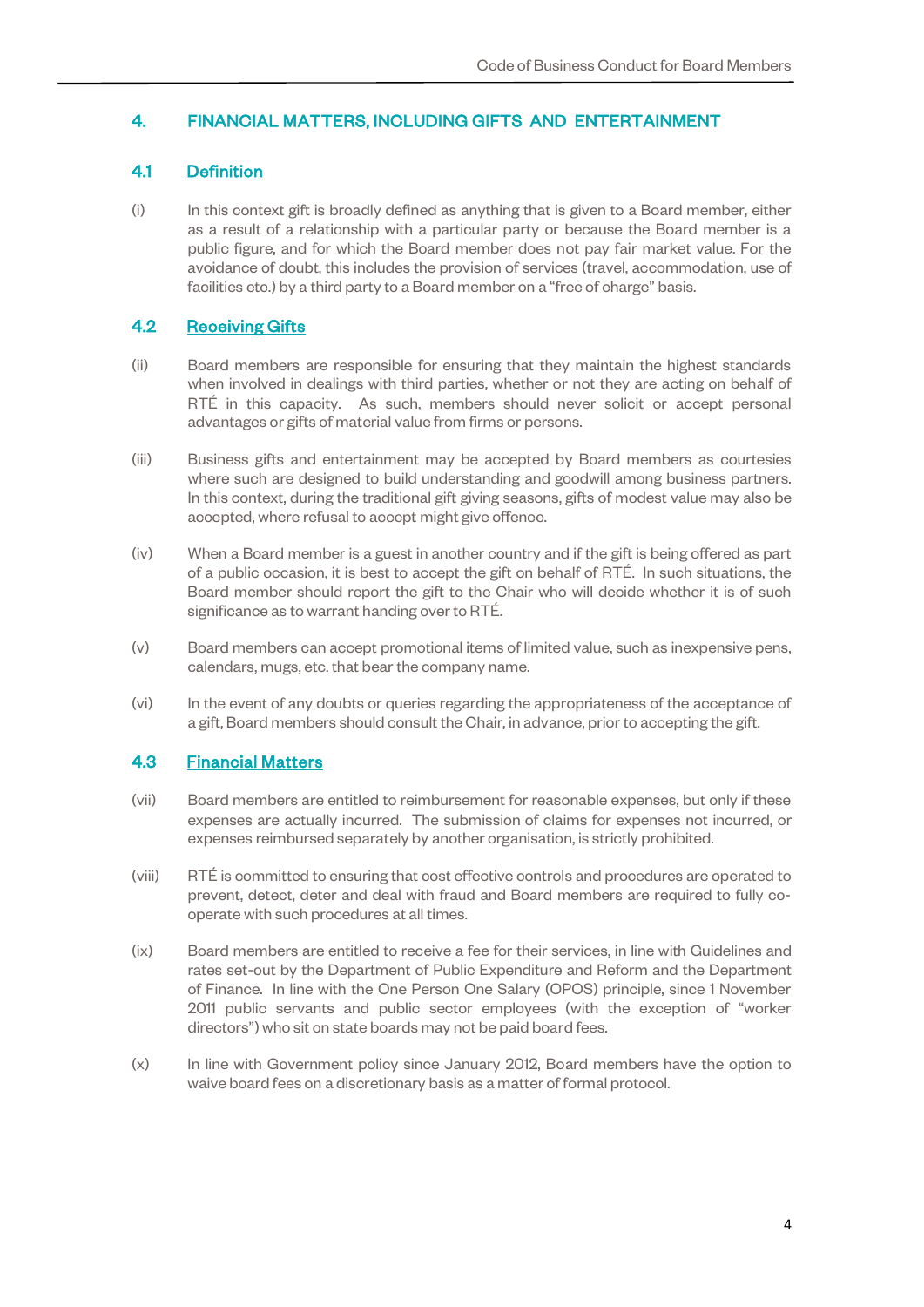## 4. FINANCIAL MATTERS, INCLUDING GIFTS AND ENTERTAINMENT

### 4.1 Definition

(i) In this context gift is broadly defined as anything that is given to a Board member, either as a result of a relationship with a particular party or because the Board member is a public figure, and for which the Board member does not pay fair market value. For the avoidance of doubt, this includes the provision of services (travel, accommodation, use of facilities etc.) by a third party to a Board member on a "free of charge" basis.

### 4.2 Receiving Gifts

(ii) Board members are responsible for ensuring that they maintain the highest standards when involved in dealings with third parties, whether or not they are acting on behalf of RTÉ in this capacity. As such, members should never solicit or accept personal advantages or gifts of material value from firms or persons.

(iii) Business gifts and entertainment may be accepted by Board members as courtesies where such are designed to build understanding and goodwill among business partners. In this context, during the traditional gift giving seasons, gifts of modest value may also be accepted, where refusal to accept might give offence.

(iv) When a Board member is a guest in another country and if the gift is being offered as part of a public occasion, it is best to accept the gift on behalf of RTÉ. In such situations, the Board member should report the gift to the Chair who will decide whether it is of such significance as to warrant handing over to RTÉ.

(v) Board members can accept promotional items of limited value, such as inexpensive pens, calendars, mugs, etc. that bear the company name.

(vi) In the event of any doubts or queries regarding the appropriateness of the acceptance of a gift, Board members should consult the Chair, in advance, prior to accepting the gift.

### 4.3 Financial Matters

(vii) Board members are entitled to reimbursement for reasonable expenses, but only if these expenses are actually incurred. The submission of claims for expenses not incurred, or expenses reimbursed separately by another organisation, is strictly prohibited.

(viii) RTÉ is committed to ensuring that cost effective controls and procedures are operated to prevent, detect, deter and deal with fraud and Board members are required to fully co-operate with such procedures at all times.

(ix) Board members are entitled to receive a fee for their services, in line with Guidelines and rates set-out by the Department of Public Expenditure and Reform and the Department of Finance. In line with the One Person One Salary (OPOS) principle, since 1 November 2011 public servants and public sector employees (with the exception of "worker directors") who sit on state boards may not be paid board fees.

(x) In line with Government policy since January 2012, Board members have the option to waive board fees on a discretionary basis as a matter of formal protocol.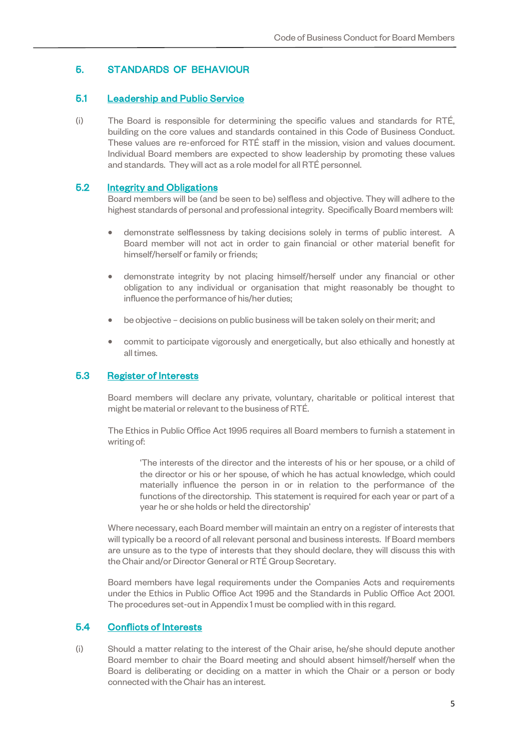## 5. STANDARDS OF BEHAVIOUR

### 5.1 Leadership and Public Service

(i) The Board is responsible for determining the specific values and standards for RTÉ, building on the core values and standards contained in this Code of Business Conduct. These values are re-enforced for RTÉ staff in the mission, vision and values document. Individual Board members are expected to show leadership by promoting these values and standards. They will act as a role model for all RTÉ personnel.

### 5.2 Integrity and Obligations

Board members will be (and be seen to be) selfless and objective. They will adhere to the highest standards of personal and professional integrity. Specifically Board members will:

- demonstrate selflessness by taking decisions solely in terms of public interest. A Board member will not act in order to gain financial or other material benefit for himself/herself or family or friends;
- demonstrate integrity by not placing himself/herself under any financial or other obligation to any individual or organisation that might reasonably be thought to influence the performance of his/her duties;
- be objective – decisions on public business will be taken solely on their merit; and
- commit to participate vigorously and energetically, but also ethically and honestly at all times.

### 5.3 Register of Interests

Board members will declare any private, voluntary, charitable or political interest that might be material or relevant to the business of RTÉ.

The Ethics in Public Office Act 1995 requires all Board members to furnish a statement in writing of:

> 'The interests of the director and the interests of his or her spouse, or a child of the director or his or her spouse, of which he has actual knowledge, which could materially influence the person in or in relation to the performance of the functions of the directorship. This statement is required for each year or part of a year he or she holds or held the directorship'

Where necessary, each Board member will maintain an entry on a register of interests that will typically be a record of all relevant personal and business interests. If Board members are unsure as to the type of interests that they should declare, they will discuss this with the Chair and/or Director General or RTÉ Group Secretary.

Board members have legal requirements under the Companies Acts and requirements under the Ethics in Public Office Act 1995 and the Standards in Public Office Act 2001. The procedures set-out in Appendix 1 must be complied with in this regard.

### 5.4 Conflicts of Interests

(i) Should a matter relating to the interest of the Chair arise, he/she should depute another Board member to chair the Board meeting and should absent himself/herself when the Board is deliberating or deciding on a matter in which the Chair or a person or body connected with the Chair has an interest.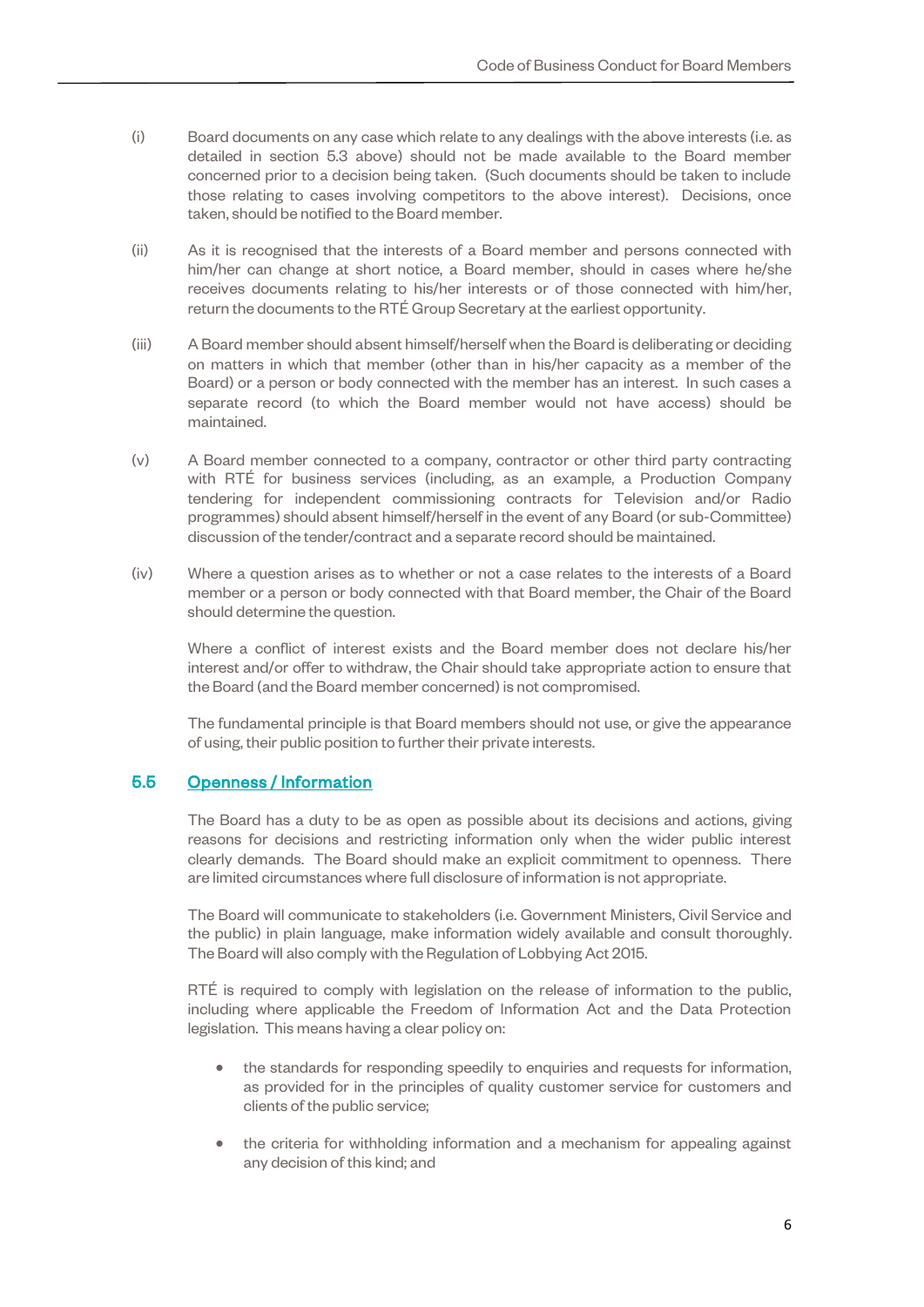(i) Board documents on any case which relate to any dealings with the above interests (i.e. as detailed in section 5.3 above) should not be made available to the Board member concerned prior to a decision being taken. (Such documents should be taken to include those relating to cases involving competitors to the above interest). Decisions, once taken, should be notified to the Board member.

(ii) As it is recognised that the interests of a Board member and persons connected with him/her can change at short notice, a Board member, should in cases where he/she receives documents relating to his/her interests or of those connected with him/her, return the documents to the RTÉ Group Secretary at the earliest opportunity.

(iii) A Board member should absent himself/herself when the Board is deliberating or deciding on matters in which that member (other than in his/her capacity as a member of the Board) or a person or body connected with the member has an interest. In such cases a separate record (to which the Board member would not have access) should be maintained.

(v) A Board member connected to a company, contractor or other third party contracting with RTÉ for business services (including, as an example, a Production Company tendering for independent commissioning contracts for Television and/or Radio programmes) should absent himself/herself in the event of any Board (or sub-Committee) discussion of the tender/contract and a separate record should be maintained.

(iv) Where a question arises as to whether or not a case relates to the interests of a Board member or a person or body connected with that Board member, the Chair of the Board should determine the question.

Where a conflict of interest exists and the Board member does not declare his/her interest and/or offer to withdraw, the Chair should take appropriate action to ensure that the Board (and the Board member concerned) is not compromised.

The fundamental principle is that Board members should not use, or give the appearance of using, their public position to further their private interests.

## 5.5 Openness / Information

The Board has a duty to be as open as possible about its decisions and actions, giving reasons for decisions and restricting information only when the wider public interest clearly demands. The Board should make an explicit commitment to openness. There are limited circumstances where full disclosure of information is not appropriate.

The Board will communicate to stakeholders (i.e. Government Ministers, Civil Service and the public) in plain language, make information widely available and consult thoroughly. The Board will also comply with the Regulation of Lobbying Act 2015.

RTÉ is required to comply with legislation on the release of information to the public, including where applicable the Freedom of Information Act and the Data Protection legislation. This means having a clear policy on:

- the standards for responding speedily to enquiries and requests for information, as provided for in the principles of quality customer service for customers and clients of the public service;
- the criteria for withholding information and a mechanism for appealing against any decision of this kind; and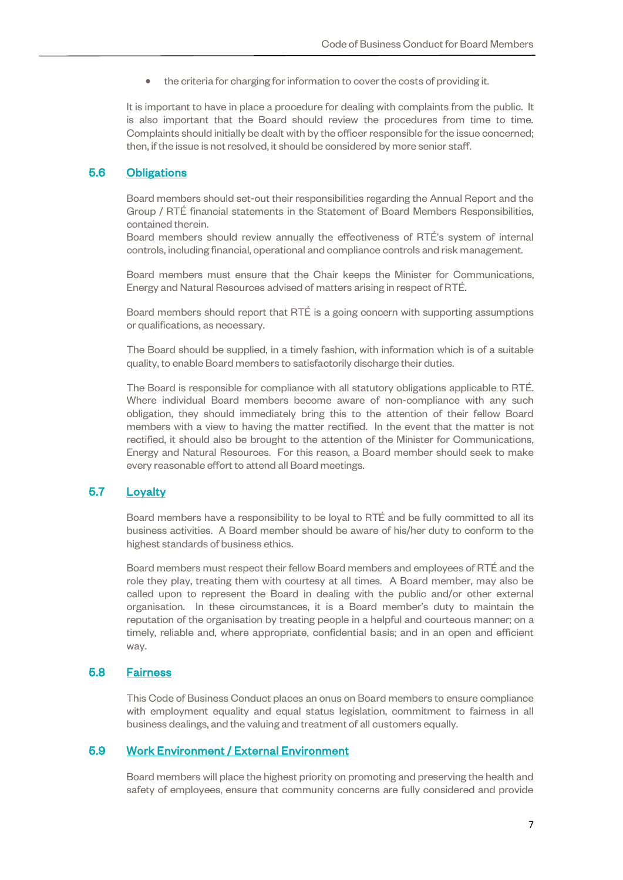- the criteria for charging for information to cover the costs of providing it.

It is important to have in place a procedure for dealing with complaints from the public. It is also important that the Board should review the procedures from time to time. Complaints should initially be dealt with by the officer responsible for the issue concerned; then, if the issue is not resolved, it should be considered by more senior staff.

## 5.6 Obligations

Board members should set-out their responsibilities regarding the Annual Report and the Group / RTÉ financial statements in the Statement of Board Members Responsibilities, contained therein.
Board members should review annually the effectiveness of RTÉ's system of internal controls, including financial, operational and compliance controls and risk management.

Board members must ensure that the Chair keeps the Minister for Communications, Energy and Natural Resources advised of matters arising in respect of RTÉ.

Board members should report that RTÉ is a going concern with supporting assumptions or qualifications, as necessary.

The Board should be supplied, in a timely fashion, with information which is of a suitable quality, to enable Board members to satisfactorily discharge their duties.

The Board is responsible for compliance with all statutory obligations applicable to RTÉ. Where individual Board members become aware of non-compliance with any such obligation, they should immediately bring this to the attention of their fellow Board members with a view to having the matter rectified. In the event that the matter is not rectified, it should also be brought to the attention of the Minister for Communications, Energy and Natural Resources. For this reason, a Board member should seek to make every reasonable effort to attend all Board meetings.

## 5.7 Loyalty

Board members have a responsibility to be loyal to RTÉ and be fully committed to all its business activities. A Board member should be aware of his/her duty to conform to the highest standards of business ethics.

Board members must respect their fellow Board members and employees of RTÉ and the role they play, treating them with courtesy at all times. A Board member, may also be called upon to represent the Board in dealing with the public and/or other external organisation. In these circumstances, it is a Board member's duty to maintain the reputation of the organisation by treating people in a helpful and courteous manner; on a timely, reliable and, where appropriate, confidential basis; and in an open and efficient way.

## 5.8 Fairness

This Code of Business Conduct places an onus on Board members to ensure compliance with employment equality and equal status legislation, commitment to fairness in all business dealings, and the valuing and treatment of all customers equally.

## 5.9 Work Environment / External Environment

Board members will place the highest priority on promoting and preserving the health and safety of employees, ensure that community concerns are fully considered and provide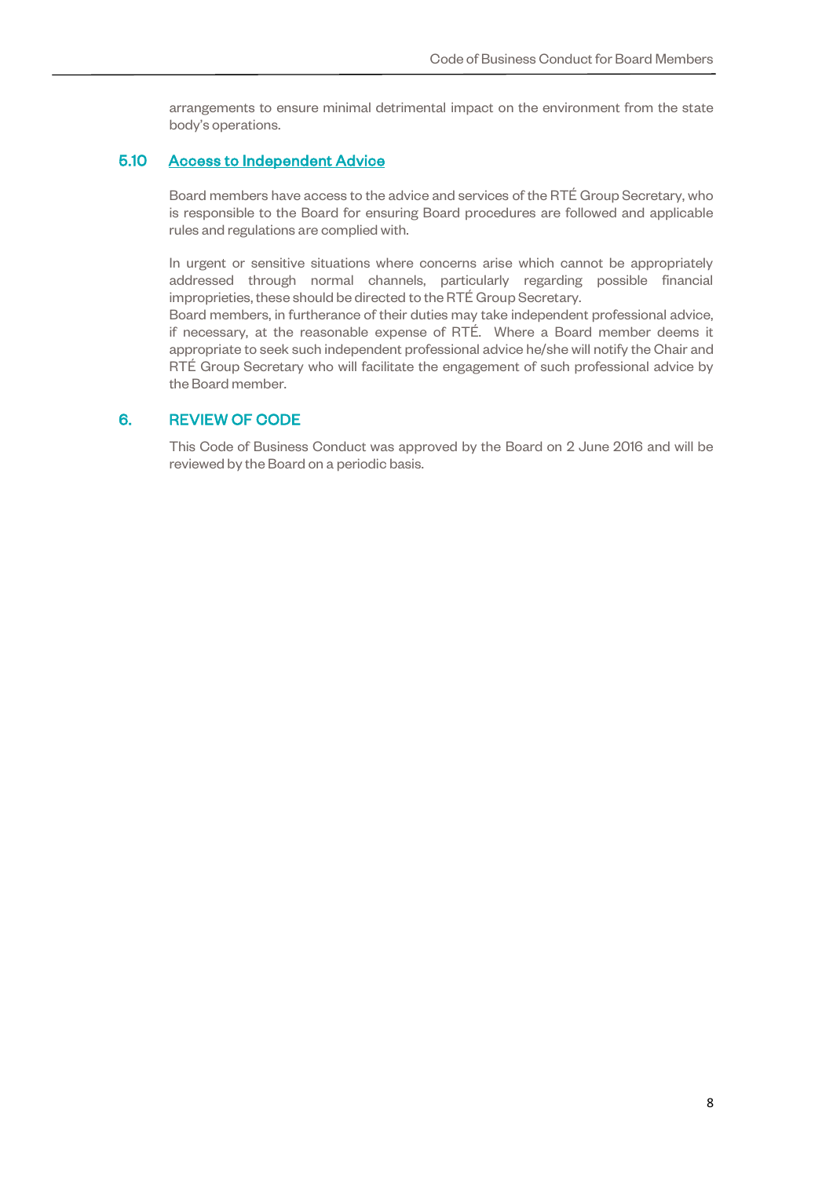arrangements to ensure minimal detrimental impact on the environment from the state body's operations.

### 5.10 Access to Independent Advice

Board members have access to the advice and services of the RTÉ Group Secretary, who is responsible to the Board for ensuring Board procedures are followed and applicable rules and regulations are complied with.

In urgent or sensitive situations where concerns arise which cannot be appropriately addressed through normal channels, particularly regarding possible financial improprieties, these should be directed to the RTÉ Group Secretary.
Board members, in furtherance of their duties may take independent professional advice, if necessary, at the reasonable expense of RTÉ. Where a Board member deems it appropriate to seek such independent professional advice he/she will notify the Chair and RTÉ Group Secretary who will facilitate the engagement of such professional advice by the Board member.

## 6. REVIEW OF CODE

This Code of Business Conduct was approved by the Board on 2 June 2016 and will be reviewed by the Board on a periodic basis.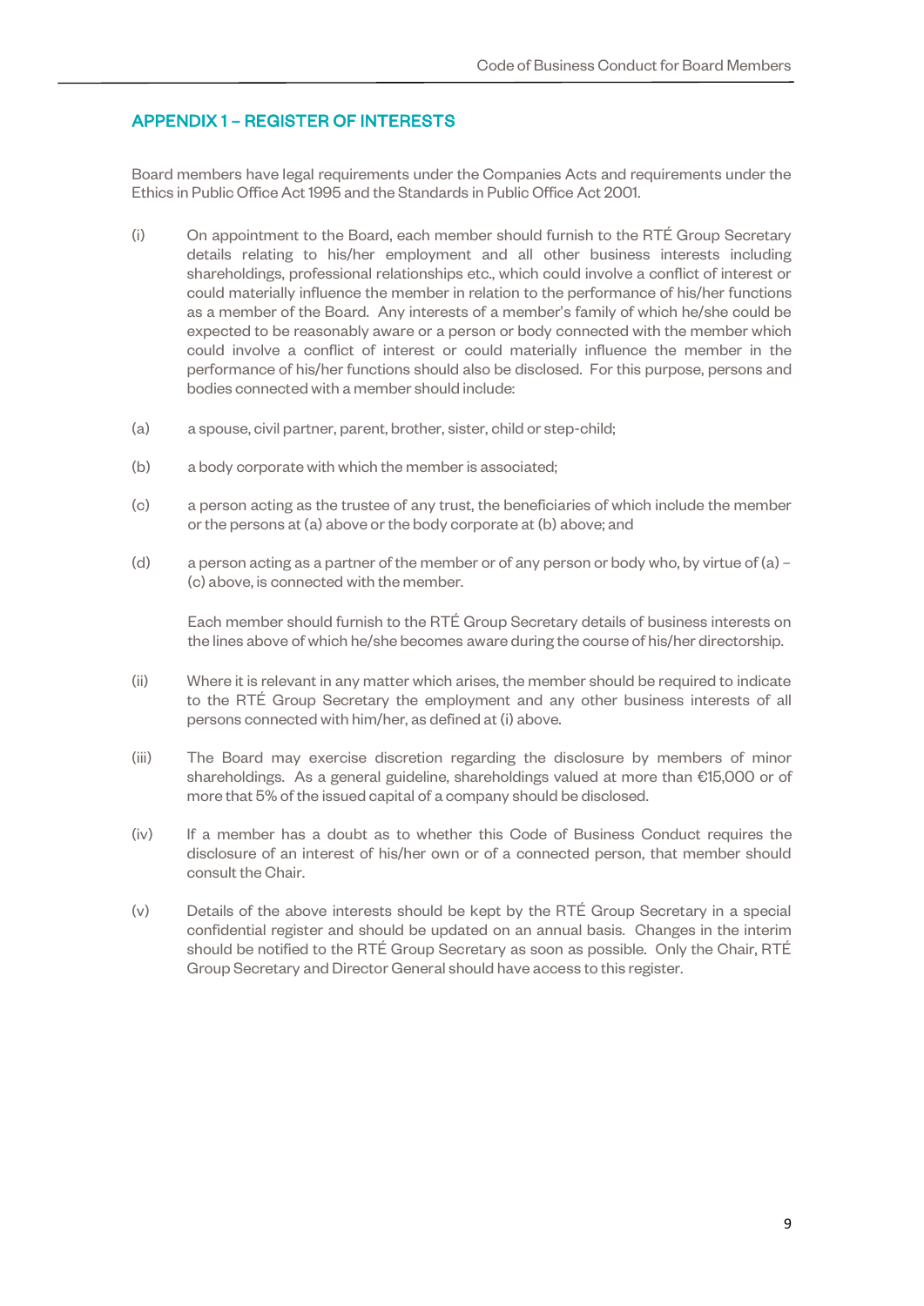## APPENDIX 1 – REGISTER OF INTERESTS

Board members have legal requirements under the Companies Acts and requirements under the Ethics in Public Office Act 1995 and the Standards in Public Office Act 2001.

(i) On appointment to the Board, each member should furnish to the RTÉ Group Secretary details relating to his/her employment and all other business interests including shareholdings, professional relationships etc., which could involve a conflict of interest or could materially influence the member in relation to the performance of his/her functions as a member of the Board. Any interests of a member's family of which he/she could be expected to be reasonably aware or a person or body connected with the member which could involve a conflict of interest or could materially influence the member in the performance of his/her functions should also be disclosed. For this purpose, persons and bodies connected with a member should include:

(a) a spouse, civil partner, parent, brother, sister, child or step-child;

(b) a body corporate with which the member is associated;

(c) a person acting as the trustee of any trust, the beneficiaries of which include the member or the persons at (a) above or the body corporate at (b) above; and

(d) a person acting as a partner of the member or of any person or body who, by virtue of (a) – (c) above, is connected with the member.

Each member should furnish to the RTÉ Group Secretary details of business interests on the lines above of which he/she becomes aware during the course of his/her directorship.

(ii) Where it is relevant in any matter which arises, the member should be required to indicate to the RTÉ Group Secretary the employment and any other business interests of all persons connected with him/her, as defined at (i) above.

(iii) The Board may exercise discretion regarding the disclosure by members of minor shareholdings. As a general guideline, shareholdings valued at more than €15,000 or of more that 5% of the issued capital of a company should be disclosed.

(iv) If a member has a doubt as to whether this Code of Business Conduct requires the disclosure of an interest of his/her own or of a connected person, that member should consult the Chair.

(v) Details of the above interests should be kept by the RTÉ Group Secretary in a special confidential register and should be updated on an annual basis. Changes in the interim should be notified to the RTÉ Group Secretary as soon as possible. Only the Chair, RTÉ Group Secretary and Director General should have access to this register.